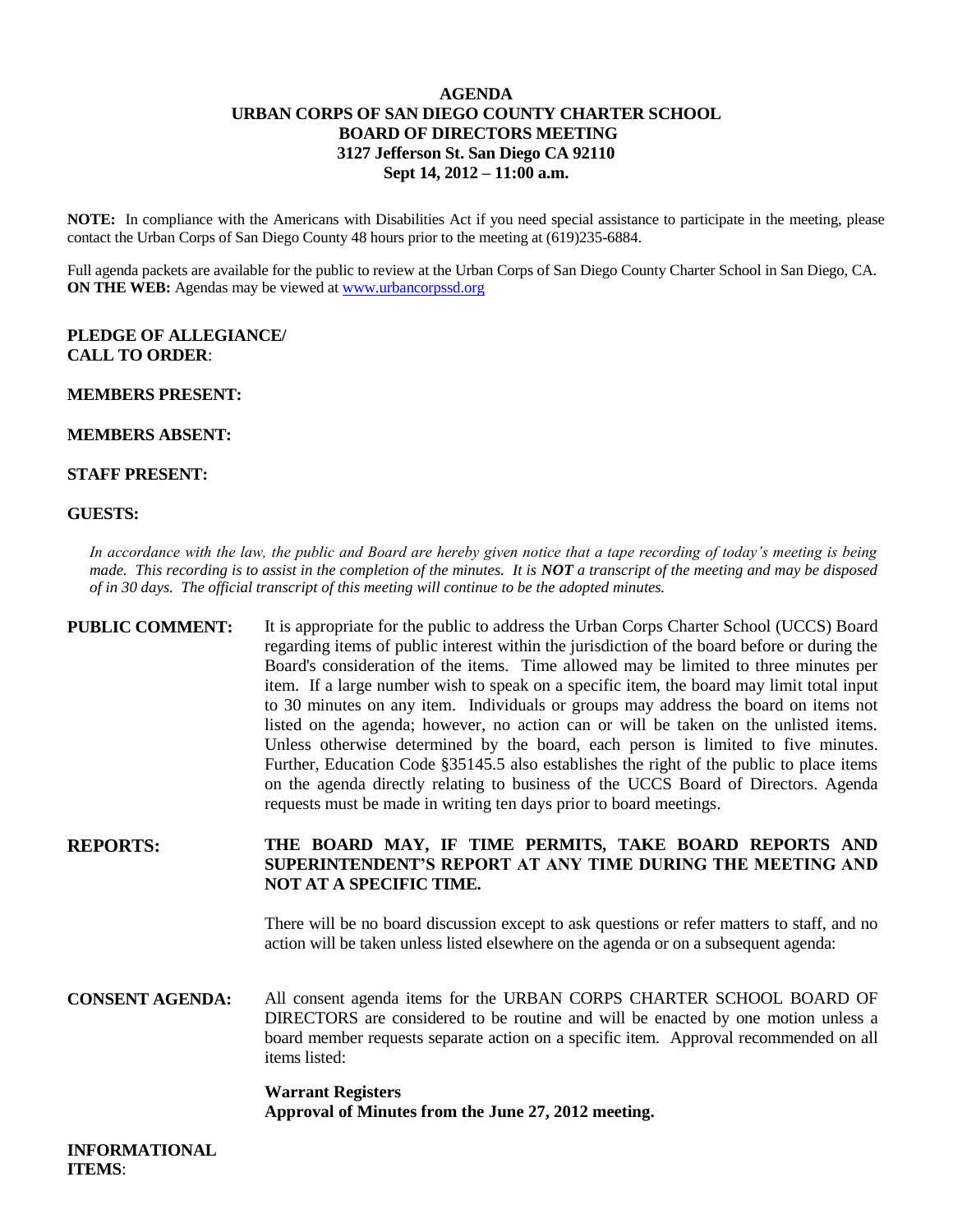# AGENDA
## URBAN CORPS OF SAN DIEGO COUNTY CHARTER SCHOOL
## BOARD OF DIRECTORS MEETING
## 3127 Jefferson St. San Diego CA 92110
## Sept 14, 2012 – 11:00 a.m.

**NOTE:** In compliance with the Americans with Disabilities Act if you need special assistance to participate in the meeting, please contact the Urban Corps of San Diego County 48 hours prior to the meeting at (619)235-6884.

Full agenda packets are available for the public to review at the Urban Corps of San Diego County Charter School in San Diego, CA.
**ON THE WEB:** Agendas may be viewed at www.urbancorpssd.org

**PLEDGE OF ALLEGIANCE/ CALL TO ORDER**:

**MEMBERS PRESENT:**

**MEMBERS ABSENT:**

**STAFF PRESENT:**

**GUESTS:**

*In accordance with the law, the public and Board are hereby given notice that a tape recording of today's meeting is being made. This recording is to assist in the completion of the minutes. It is **NOT** a transcript of the meeting and may be disposed of in 30 days. The official transcript of this meeting will continue to be the adopted minutes.*

**PUBLIC COMMENT:** It is appropriate for the public to address the Urban Corps Charter School (UCCS) Board regarding items of public interest within the jurisdiction of the board before or during the Board's consideration of the items. Time allowed may be limited to three minutes per item. If a large number wish to speak on a specific item, the board may limit total input to 30 minutes on any item. Individuals or groups may address the board on items not listed on the agenda; however, no action can or will be taken on the unlisted items. Unless otherwise determined by the board, each person is limited to five minutes. Further, Education Code §35145.5 also establishes the right of the public to place items on the agenda directly relating to business of the UCCS Board of Directors. Agenda requests must be made in writing ten days prior to board meetings.

**REPORTS:** **THE BOARD MAY, IF TIME PERMITS, TAKE BOARD REPORTS AND SUPERINTENDENT'S REPORT AT ANY TIME DURING THE MEETING AND NOT AT A SPECIFIC TIME.**

There will be no board discussion except to ask questions or refer matters to staff, and no action will be taken unless listed elsewhere on the agenda or on a subsequent agenda:

**CONSENT AGENDA:** All consent agenda items for the URBAN CORPS CHARTER SCHOOL BOARD OF DIRECTORS are considered to be routine and will be enacted by one motion unless a board member requests separate action on a specific item. Approval recommended on all items listed:

**Warrant Registers**
**Approval of Minutes from the June 27, 2012 meeting.**

**INFORMATIONAL ITEMS**: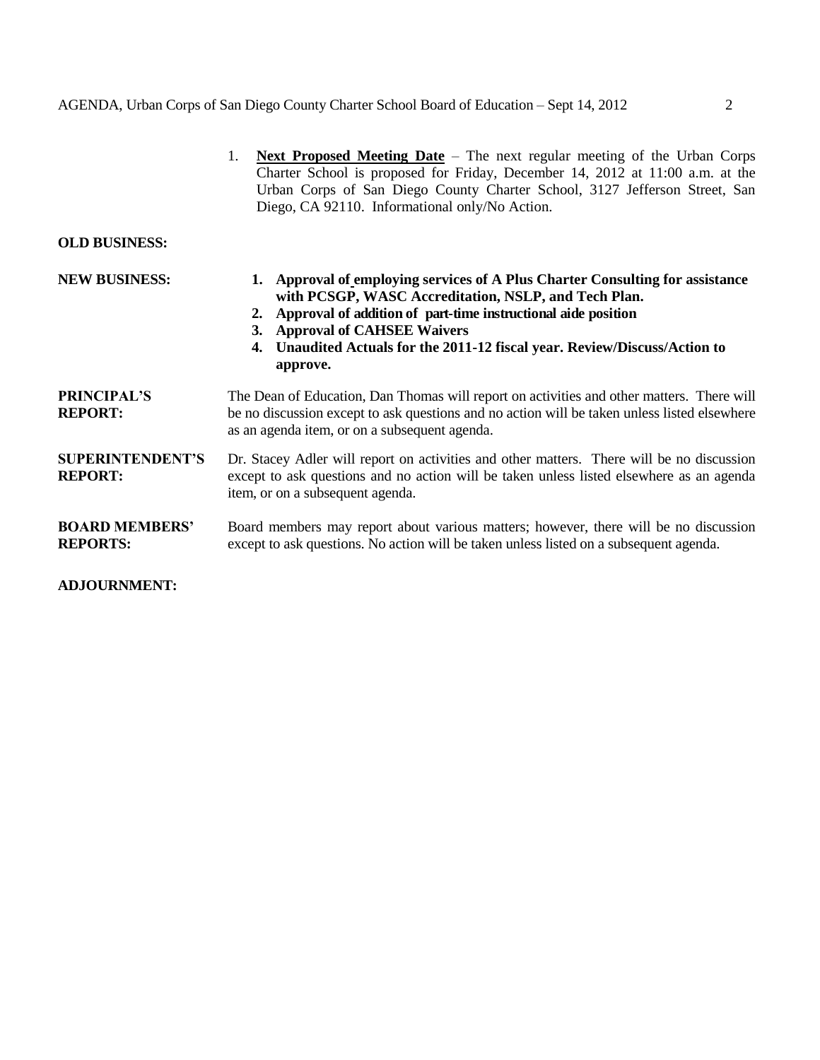1. **Next Proposed Meeting Date** – The next regular meeting of the Urban Corps Charter School is proposed for Friday, December 14, 2012 at 11:00 a.m. at the Urban Corps of San Diego County Charter School, 3127 Jefferson Street, San Diego, CA 92110. Informational only/No Action.

**OLD BUSINESS:**

**NEW BUSINESS:**

1. **Approval of employing services of A Plus Charter Consulting for assistance with PCSGP, WASC Accreditation, NSLP, and Tech Plan.**
2. **Approval of addition of part-time instructional aide position**
3. **Approval of CAHSEE Waivers**
4. **Unaudited Actuals for the 2011-12 fiscal year. Review/Discuss/Action to approve.**

**PRINCIPAL'S REPORT:** The Dean of Education, Dan Thomas will report on activities and other matters. There will be no discussion except to ask questions and no action will be taken unless listed elsewhere as an agenda item, or on a subsequent agenda.

**SUPERINTENDENT'S REPORT:** Dr. Stacey Adler will report on activities and other matters. There will be no discussion except to ask questions and no action will be taken unless listed elsewhere as an agenda item, or on a subsequent agenda.

**BOARD MEMBERS' REPORTS:** Board members may report about various matters; however, there will be no discussion except to ask questions. No action will be taken unless listed on a subsequent agenda.

**ADJOURNMENT:**